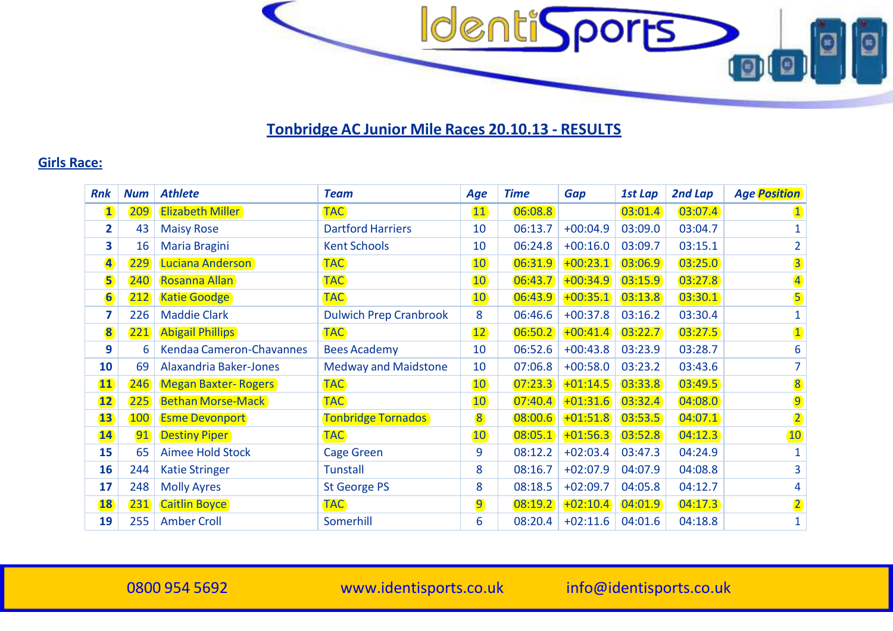## Tonbridge AC Junior Mile Races 20.10.13 - RESULTS

### Girls Race:

| Rnk | Num | Athlete | Team | Age | Time | Gap | 1st Lap | 2nd Lap | Age Position |
|---|---|---|---|---|---|---|---|---|---|
| 1 | 209 | Elizabeth Miller | TAC | 11 | 06:08.8 | | 03:01.4 | 03:07.4 | 1 |
| 2 | 43 | Maisy Rose | Dartford Harriers | 10 | 06:13.7 | +00:04.9 | 03:09.0 | 03:04.7 | 1 |
| 3 | 16 | Maria Bragini | Kent Schools | 10 | 06:24.8 | +00:16.0 | 03:09.7 | 03:15.1 | 2 |
| 4 | 229 | Luciana Anderson | TAC | 10 | 06:31.9 | +00:23.1 | 03:06.9 | 03:25.0 | 3 |
| 5 | 240 | Rosanna Allan | TAC | 10 | 06:43.7 | +00:34.9 | 03:15.9 | 03:27.8 | 4 |
| 6 | 212 | Katie Goodge | TAC | 10 | 06:43.9 | +00:35.1 | 03:13.8 | 03:30.1 | 5 |
| 7 | 226 | Maddie Clark | Dulwich Prep Cranbrook | 8 | 06:46.6 | +00:37.8 | 03:16.2 | 03:30.4 | 1 |
| 8 | 221 | Abigail Phillips | TAC | 12 | 06:50.2 | +00:41.4 | 03:22.7 | 03:27.5 | 1 |
| 9 | 6 | Kendaa Cameron-Chavannes | Bees Academy | 10 | 06:52.6 | +00:43.8 | 03:23.9 | 03:28.7 | 6 |
| 10 | 69 | Alaxandria Baker-Jones | Medway and Maidstone | 10 | 07:06.8 | +00:58.0 | 03:23.2 | 03:43.6 | 7 |
| 11 | 246 | Megan Baxter- Rogers | TAC | 10 | 07:23.3 | +01:14.5 | 03:33.8 | 03:49.5 | 8 |
| 12 | 225 | Bethan Morse-Mack | TAC | 10 | 07:40.4 | +01:31.6 | 03:32.4 | 04:08.0 | 9 |
| 13 | 100 | Esme Devonport | Tonbridge Tornados | 8 | 08:00.6 | +01:51.8 | 03:53.5 | 04:07.1 | 2 |
| 14 | 91 | Destiny Piper | TAC | 10 | 08:05.1 | +01:56.3 | 03:52.8 | 04:12.3 | 10 |
| 15 | 65 | Aimee Hold Stock | Cage Green | 9 | 08:12.2 | +02:03.4 | 03:47.3 | 04:24.9 | 1 |
| 16 | 244 | Katie Stringer | Tunstall | 8 | 08:16.7 | +02:07.9 | 04:07.9 | 04:08.8 | 3 |
| 17 | 248 | Molly Ayres | St George PS | 8 | 08:18.5 | +02:09.7 | 04:05.8 | 04:12.7 | 4 |
| 18 | 231 | Caitlin Boyce | TAC | 9 | 08:19.2 | +02:10.4 | 04:01.9 | 04:17.3 | 2 |
| 19 | 255 | Amber Croll | Somerhill | 6 | 08:20.4 | +02:11.6 | 04:01.6 | 04:18.8 | 1 |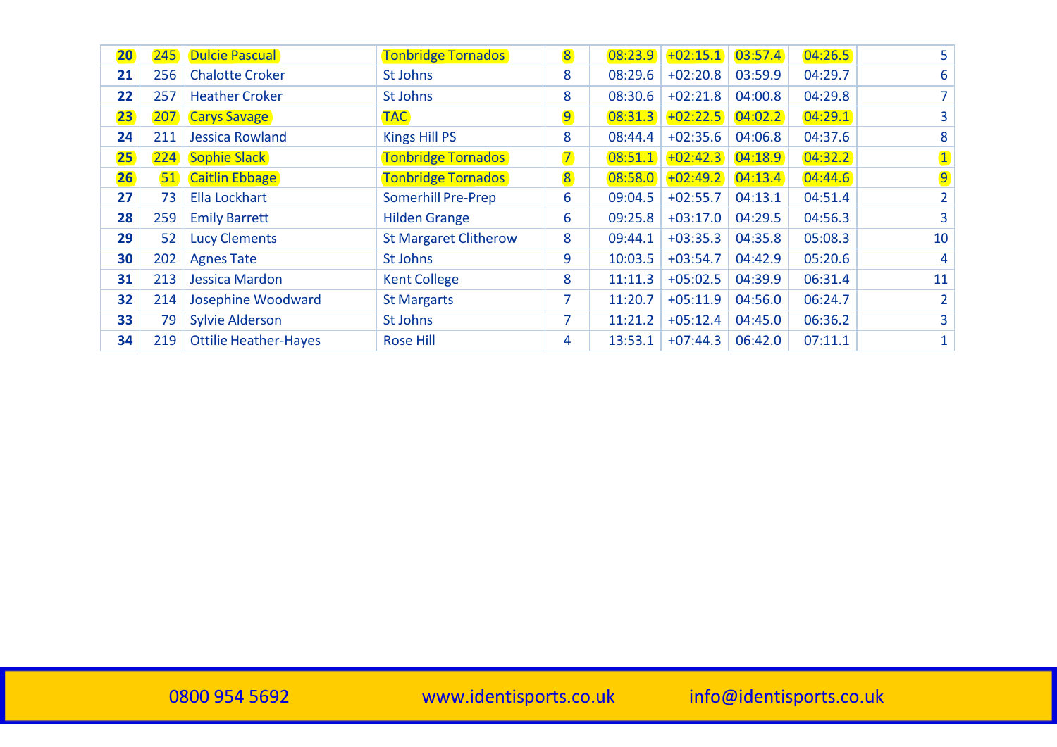| | | | | | | | | | |
|---|---|---|---|---|---|---|---|---|---|
| **20** | 245 | Dulcie Pascual | Tonbridge Tornados | 8 | 08:23.9 | +02:15.1 | 03:57.4 | 04:26.5 | 5 |
| **21** | 256 | Chalotte Croker | St Johns | 8 | 08:29.6 | +02:20.8 | 03:59.9 | 04:29.7 | 6 |
| **22** | 257 | Heather Croker | St Johns | 8 | 08:30.6 | +02:21.8 | 04:00.8 | 04:29.8 | 7 |
| **23** | 207 | Carys Savage | TAC | 9 | 08:31.3 | +02:22.5 | 04:02.2 | 04:29.1 | 3 |
| **24** | 211 | Jessica Rowland | Kings Hill PS | 8 | 08:44.4 | +02:35.6 | 04:06.8 | 04:37.6 | 8 |
| **25** | 224 | Sophie Slack | Tonbridge Tornados | 7 | 08:51.1 | +02:42.3 | 04:18.9 | 04:32.2 | 1 |
| **26** | 51 | Caitlin Ebbage | Tonbridge Tornados | 8 | 08:58.0 | +02:49.2 | 04:13.4 | 04:44.6 | 9 |
| **27** | 73 | Ella Lockhart | Somerhill Pre-Prep | 6 | 09:04.5 | +02:55.7 | 04:13.1 | 04:51.4 | 2 |
| **28** | 259 | Emily Barrett | Hilden Grange | 6 | 09:25.8 | +03:17.0 | 04:29.5 | 04:56.3 | 3 |
| **29** | 52 | Lucy Clements | St Margaret Clitherow | 8 | 09:44.1 | +03:35.3 | 04:35.8 | 05:08.3 | 10 |
| **30** | 202 | Agnes Tate | St Johns | 9 | 10:03.5 | +03:54.7 | 04:42.9 | 05:20.6 | 4 |
| **31** | 213 | Jessica Mardon | Kent College | 8 | 11:11.3 | +05:02.5 | 04:39.9 | 06:31.4 | 11 |
| **32** | 214 | Josephine Woodward | St Margarts | 7 | 11:20.7 | +05:11.9 | 04:56.0 | 06:24.7 | 2 |
| **33** | 79 | Sylvie Alderson | St Johns | 7 | 11:21.2 | +05:12.4 | 04:45.0 | 06:36.2 | 3 |
| **34** | 219 | Ottilie Heather-Hayes | Rose Hill | 4 | 13:53.1 | +07:44.3 | 06:42.0 | 07:11.1 | 1 |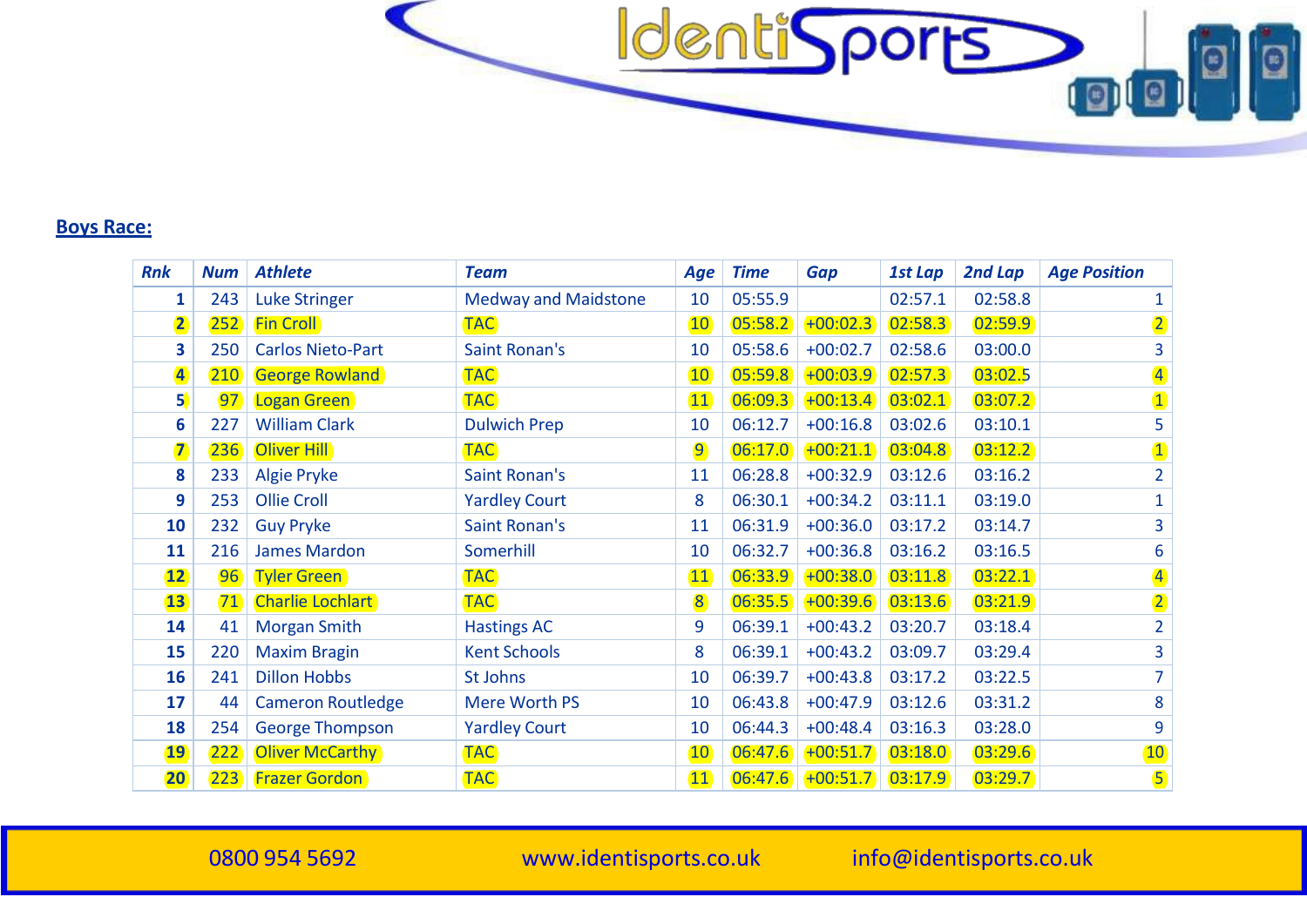## Boys Race:

| Rnk | Num | Athlete | Team | Age | Time | Gap | 1st Lap | 2nd Lap | Age Position |
|---|---|---|---|---|---|---|---|---|---|
| 1 | 243 | Luke Stringer | Medway and Maidstone | 10 | 05:55.9 | | 02:57.1 | 02:58.8 | 1 |
| 2 | 252 | Fin Croll | TAC | 10 | 05:58.2 | +00:02.3 | 02:58.3 | 02:59.9 | 2 |
| 3 | 250 | Carlos Nieto-Part | Saint Ronan's | 10 | 05:58.6 | +00:02.7 | 02:58.6 | 03:00.0 | 3 |
| 4 | 210 | George Rowland | TAC | 10 | 05:59.8 | +00:03.9 | 02:57.3 | 03:02.5 | 4 |
| 5 | 97 | Logan Green | TAC | 11 | 06:09.3 | +00:13.4 | 03:02.1 | 03:07.2 | 1 |
| 6 | 227 | William Clark | Dulwich Prep | 10 | 06:12.7 | +00:16.8 | 03:02.6 | 03:10.1 | 5 |
| 7 | 236 | Oliver Hill | TAC | 9 | 06:17.0 | +00:21.1 | 03:04.8 | 03:12.2 | 1 |
| 8 | 233 | Algie Pryke | Saint Ronan's | 11 | 06:28.8 | +00:32.9 | 03:12.6 | 03:16.2 | 2 |
| 9 | 253 | Ollie Croll | Yardley Court | 8 | 06:30.1 | +00:34.2 | 03:11.1 | 03:19.0 | 1 |
| 10 | 232 | Guy Pryke | Saint Ronan's | 11 | 06:31.9 | +00:36.0 | 03:17.2 | 03:14.7 | 3 |
| 11 | 216 | James Mardon | Somerhill | 10 | 06:32.7 | +00:36.8 | 03:16.2 | 03:16.5 | 6 |
| 12 | 96 | Tyler Green | TAC | 11 | 06:33.9 | +00:38.0 | 03:11.8 | 03:22.1 | 4 |
| 13 | 71 | Charlie Lochlart | TAC | 8 | 06:35.5 | +00:39.6 | 03:13.6 | 03:21.9 | 2 |
| 14 | 41 | Morgan Smith | Hastings AC | 9 | 06:39.1 | +00:43.2 | 03:20.7 | 03:18.4 | 2 |
| 15 | 220 | Maxim Bragin | Kent Schools | 8 | 06:39.1 | +00:43.2 | 03:09.7 | 03:29.4 | 3 |
| 16 | 241 | Dillon Hobbs | St Johns | 10 | 06:39.7 | +00:43.8 | 03:17.2 | 03:22.5 | 7 |
| 17 | 44 | Cameron Routledge | Mere Worth PS | 10 | 06:43.8 | +00:47.9 | 03:12.6 | 03:31.2 | 8 |
| 18 | 254 | George Thompson | Yardley Court | 10 | 06:44.3 | +00:48.4 | 03:16.3 | 03:28.0 | 9 |
| 19 | 222 | Oliver McCarthy | TAC | 10 | 06:47.6 | +00:51.7 | 03:18.0 | 03:29.6 | 10 |
| 20 | 223 | Frazer Gordon | TAC | 11 | 06:47.6 | +00:51.7 | 03:17.9 | 03:29.7 | 5 |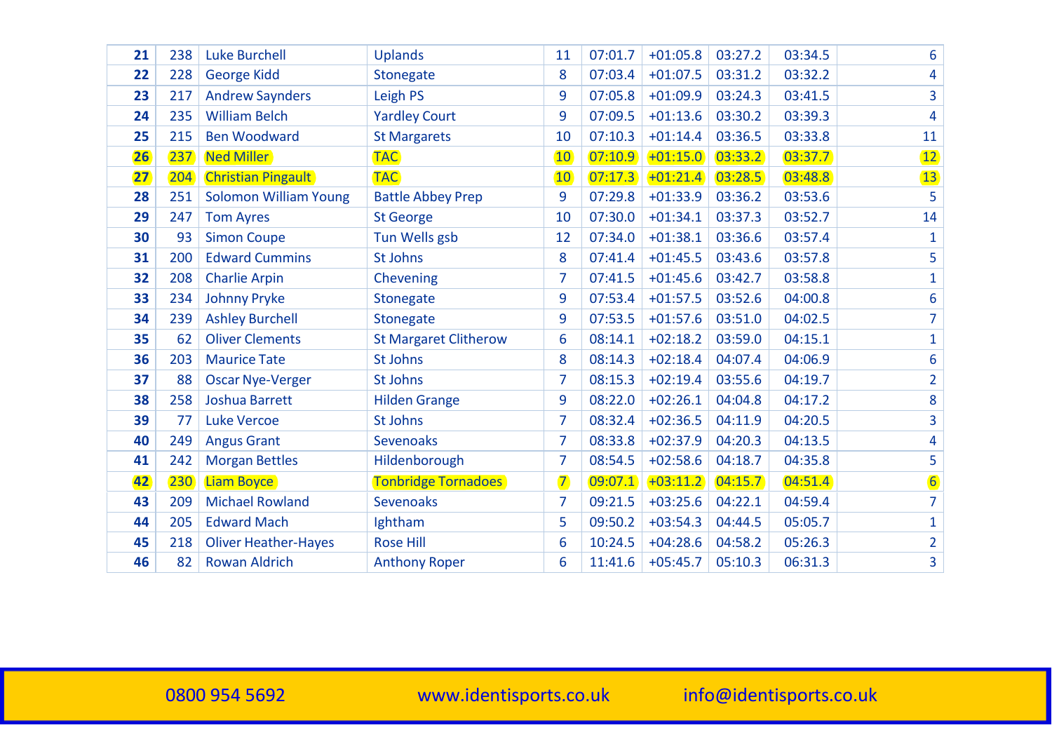| | | | | | | | | | |
|---|---|---|---|---|---|---|---|---|---|
| **21** | 238 | Luke Burchell | Uplands | 11 | 07:01.7 | +01:05.8 | 03:27.2 | 03:34.5 | 6 |
| **22** | 228 | George Kidd | Stonegate | 8 | 07:03.4 | +01:07.5 | 03:31.2 | 03:32.2 | 4 |
| **23** | 217 | Andrew Saynders | Leigh PS | 9 | 07:05.8 | +01:09.9 | 03:24.3 | 03:41.5 | 3 |
| **24** | 235 | William Belch | Yardley Court | 9 | 07:09.5 | +01:13.6 | 03:30.2 | 03:39.3 | 4 |
| **25** | 215 | Ben Woodward | St Margarets | 10 | 07:10.3 | +01:14.4 | 03:36.5 | 03:33.8 | 11 |
| **26** | 237 | Ned Miller | TAC | 10 | 07:10.9 | +01:15.0 | 03:33.2 | 03:37.7 | 12 |
| **27** | 204 | Christian Pingault | TAC | 10 | 07:17.3 | +01:21.4 | 03:28.5 | 03:48.8 | 13 |
| **28** | 251 | Solomon William Young | Battle Abbey Prep | 9 | 07:29.8 | +01:33.9 | 03:36.2 | 03:53.6 | 5 |
| **29** | 247 | Tom Ayres | St George | 10 | 07:30.0 | +01:34.1 | 03:37.3 | 03:52.7 | 14 |
| **30** | 93 | Simon Coupe | Tun Wells gsb | 12 | 07:34.0 | +01:38.1 | 03:36.6 | 03:57.4 | 1 |
| **31** | 200 | Edward Cummins | St Johns | 8 | 07:41.4 | +01:45.5 | 03:43.6 | 03:57.8 | 5 |
| **32** | 208 | Charlie Arpin | Chevening | 7 | 07:41.5 | +01:45.6 | 03:42.7 | 03:58.8 | 1 |
| **33** | 234 | Johnny Pryke | Stonegate | 9 | 07:53.4 | +01:57.5 | 03:52.6 | 04:00.8 | 6 |
| **34** | 239 | Ashley Burchell | Stonegate | 9 | 07:53.5 | +01:57.6 | 03:51.0 | 04:02.5 | 7 |
| **35** | 62 | Oliver Clements | St Margaret Clitherow | 6 | 08:14.1 | +02:18.2 | 03:59.0 | 04:15.1 | 1 |
| **36** | 203 | Maurice Tate | St Johns | 8 | 08:14.3 | +02:18.4 | 04:07.4 | 04:06.9 | 6 |
| **37** | 88 | Oscar Nye-Verger | St Johns | 7 | 08:15.3 | +02:19.4 | 03:55.6 | 04:19.7 | 2 |
| **38** | 258 | Joshua Barrett | Hilden Grange | 9 | 08:22.0 | +02:26.1 | 04:04.8 | 04:17.2 | 8 |
| **39** | 77 | Luke Vercoe | St Johns | 7 | 08:32.4 | +02:36.5 | 04:11.9 | 04:20.5 | 3 |
| **40** | 249 | Angus Grant | Sevenoaks | 7 | 08:33.8 | +02:37.9 | 04:20.3 | 04:13.5 | 4 |
| **41** | 242 | Morgan Bettles | Hildenborough | 7 | 08:54.5 | +02:58.6 | 04:18.7 | 04:35.8 | 5 |
| **42** | 230 | Liam Boyce | Tonbridge Tornadoes | 7 | 09:07.1 | +03:11.2 | 04:15.7 | 04:51.4 | 6 |
| **43** | 209 | Michael Rowland | Sevenoaks | 7 | 09:21.5 | +03:25.6 | 04:22.1 | 04:59.4 | 7 |
| **44** | 205 | Edward Mach | Ightham | 5 | 09:50.2 | +03:54.3 | 04:44.5 | 05:05.7 | 1 |
| **45** | 218 | Oliver Heather-Hayes | Rose Hill | 6 | 10:24.5 | +04:28.6 | 04:58.2 | 05:26.3 | 2 |
| **46** | 82 | Rowan Aldrich | Anthony Roper | 6 | 11:41.6 | +05:45.7 | 05:10.3 | 06:31.3 | 3 |

0800 954 5692 www.identisports.co.uk info@identisports.co.uk